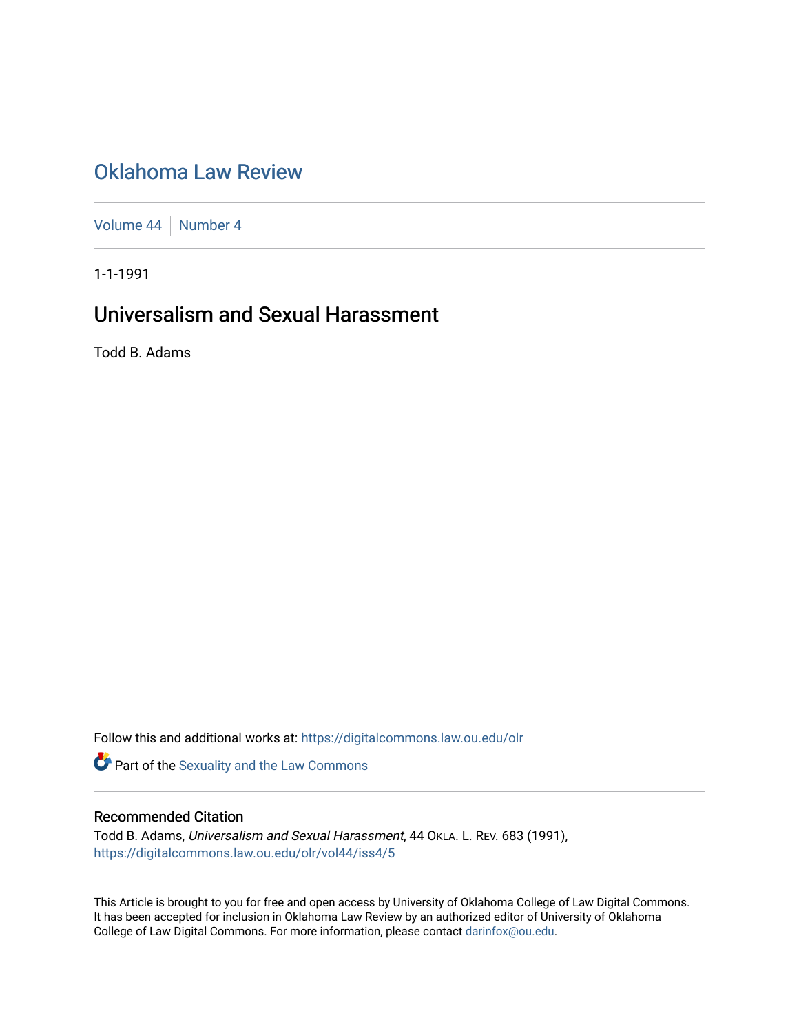# Oklahoma Law Review

Volume 44 | Number 4

1-1-1991

## Universalism and Sexual Harassment

Todd B. Adams

Follow this and additional works at: https://digitalcommons.law.ou.edu/olr

Part of the Sexuality and the Law Commons

### Recommended Citation

Todd B. Adams, *Universalism and Sexual Harassment*, 44 OKLA. L. REV. 683 (1991), https://digitalcommons.law.ou.edu/olr/vol44/iss4/5

This Article is brought to you for free and open access by University of Oklahoma College of Law Digital Commons. It has been accepted for inclusion in Oklahoma Law Review by an authorized editor of University of Oklahoma College of Law Digital Commons. For more information, please contact darinfox@ou.edu.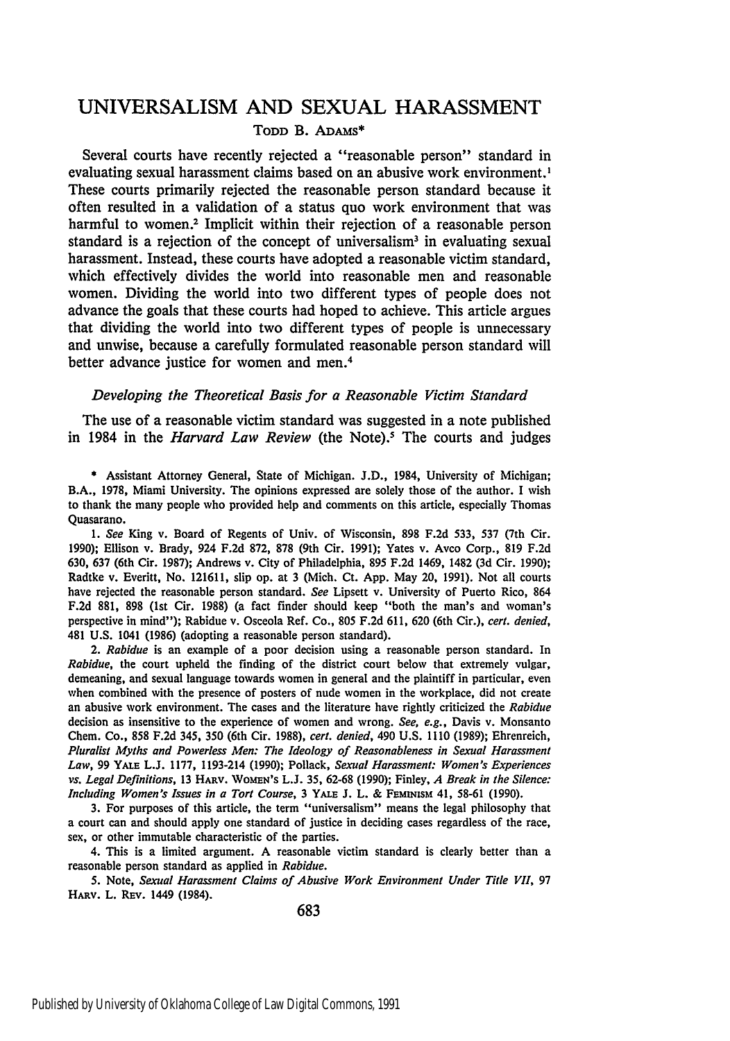# UNIVERSALISM AND SEXUAL HARASSMENT

TODD B. ADAMS*

Several courts have recently rejected a "reasonable person" standard in evaluating sexual harassment claims based on an abusive work environment.[1] These courts primarily rejected the reasonable person standard because it often resulted in a validation of a status quo work environment that was harmful to women.[2] Implicit within their rejection of a reasonable person standard is a rejection of the concept of universalism[3] in evaluating sexual harassment. Instead, these courts have adopted a reasonable victim standard, which effectively divides the world into reasonable men and reasonable women. Dividing the world into two different types of people does not advance the goals that these courts had hoped to achieve. This article argues that dividing the world into two different types of people is unnecessary and unwise, because a carefully formulated reasonable person standard will better advance justice for women and men.[4]

### *Developing the Theoretical Basis for a Reasonable Victim Standard*

The use of a reasonable victim standard was suggested in a note published in 1984 in the *Harvard Law Review* (the Note).[5] The courts and judges

\* Assistant Attorney General, State of Michigan. J.D., 1984, University of Michigan; B.A., 1978, Miami University. The opinions expressed are solely those of the author. I wish to thank the many people who provided help and comments on this article, especially Thomas Quasarano.

1. *See* King v. Board of Regents of Univ. of Wisconsin, 898 F.2d 533, 537 (7th Cir. 1990); Ellison v. Brady, 924 F.2d 872, 878 (9th Cir. 1991); Yates v. Avco Corp., 819 F.2d 630, 637 (6th Cir. 1987); Andrews v. City of Philadelphia, 895 F.2d 1469, 1482 (3d Cir. 1990); Radtke v. Everitt, No. 121611, slip op. at 3 (Mich. Ct. App. May 20, 1991). Not all courts have rejected the reasonable person standard. *See* Lipsett v. University of Puerto Rico, 864 F.2d 881, 898 (1st Cir. 1988) (a fact finder should keep "both the man's and woman's perspective in mind"); Rabidue v. Osceola Ref. Co., 805 F.2d 611, 620 (6th Cir.), *cert. denied*, 481 U.S. 1041 (1986) (adopting a reasonable person standard).

2. *Rabidue* is an example of a poor decision using a reasonable person standard. In *Rabidue*, the court upheld the finding of the district court below that extremely vulgar, demeaning, and sexual language towards women in general and the plaintiff in particular, even when combined with the presence of posters of nude women in the workplace, did not create an abusive work environment. The cases and the literature have rightly criticized the *Rabidue* decision as insensitive to the experience of women and wrong. *See, e.g.*, Davis v. Monsanto Chem. Co., 858 F.2d 345, 350 (6th Cir. 1988), *cert. denied*, 490 U.S. 1110 (1989); Ehrenreich, *Pluralist Myths and Powerless Men: The Ideology of Reasonableness in Sexual Harassment Law*, 99 YALE L.J. 1177, 1193-214 (1990); Pollack, *Sexual Harassment: Women's Experiences vs. Legal Definitions*, 13 HARV. WOMEN'S L.J. 35, 62-68 (1990); Finley, *A Break in the Silence: Including Women's Issues in a Tort Course*, 3 YALE J. L. & FEMINISM 41, 58-61 (1990).

3. For purposes of this article, the term "universalism" means the legal philosophy that a court can and should apply one standard of justice in deciding cases regardless of the race, sex, or other immutable characteristic of the parties.

4. This is a limited argument. A reasonable victim standard is clearly better than a reasonable person standard as applied in *Rabidue*.

5. Note, *Sexual Harassment Claims of Abusive Work Environment Under Title VII*, 97 HARV. L. REV. 1449 (1984).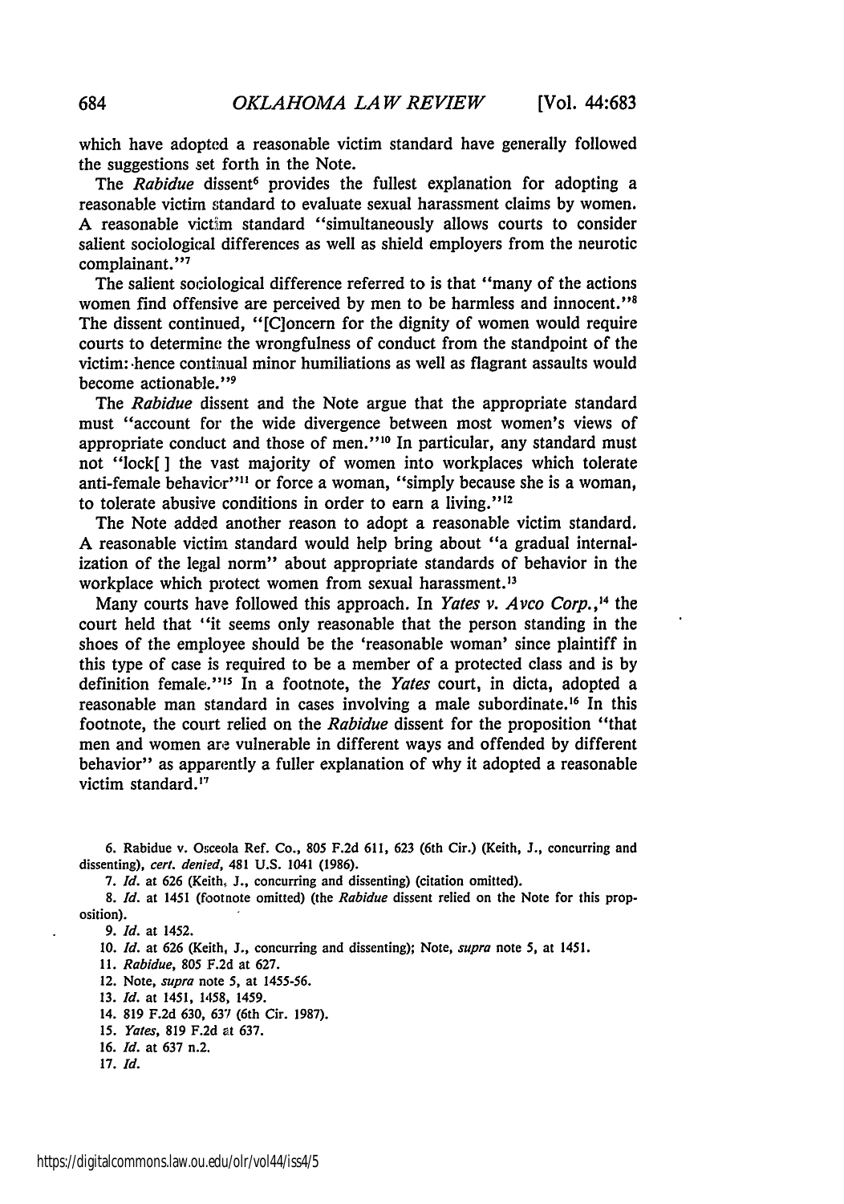which have adopted a reasonable victim standard have generally followed the suggestions set forth in the Note.

The *Rabidue* dissent[6] provides the fullest explanation for adopting a reasonable victim standard to evaluate sexual harassment claims by women. A reasonable victim standard "simultaneously allows courts to consider salient sociological differences as well as shield employers from the neurotic complainant."[7]

The salient sociological difference referred to is that "many of the actions women find offensive are perceived by men to be harmless and innocent."[8] The dissent continued, "[C]oncern for the dignity of women would require courts to determine the wrongfulness of conduct from the standpoint of the victim: hence continual minor humiliations as well as flagrant assaults would become actionable."[9]

The *Rabidue* dissent and the Note argue that the appropriate standard must "account for the wide divergence between most women's views of appropriate conduct and those of men."[10] In particular, any standard must not "lock[ ] the vast majority of women into workplaces which tolerate anti-female behavior"[11] or force a woman, "simply because she is a woman, to tolerate abusive conditions in order to earn a living."[12]

The Note added another reason to adopt a reasonable victim standard. A reasonable victim standard would help bring about "a gradual internalization of the legal norm" about appropriate standards of behavior in the workplace which protect women from sexual harassment.[13]

Many courts have followed this approach. In *Yates v. Avco Corp.*,[14] the court held that "it seems only reasonable that the person standing in the shoes of the employee should be the 'reasonable woman' since plaintiff in this type of case is required to be a member of a protected class and is by definition female."[15] In a footnote, the *Yates* court, in dicta, adopted a reasonable man standard in cases involving a male subordinate.[16] In this footnote, the court relied on the *Rabidue* dissent for the proposition "that men and women are vulnerable in different ways and offended by different behavior" as apparently a fuller explanation of why it adopted a reasonable victim standard.[17]

6. Rabidue v. Osceola Ref. Co., 805 F.2d 611, 623 (6th Cir.) (Keith, J., concurring and dissenting), *cert. denied*, 481 U.S. 1041 (1986).

7. *Id.* at 626 (Keith, J., concurring and dissenting) (citation omitted).

8. *Id.* at 1451 (footnote omitted) (the *Rabidue* dissent relied on the Note for this proposition).

9. *Id.* at 1452.

10. *Id.* at 626 (Keith, J., concurring and dissenting); Note, *supra* note 5, at 1451.

11. *Rabidue*, 805 F.2d at 627.

12. Note, *supra* note 5, at 1455-56.

13. *Id.* at 1451, 1458, 1459.

14. 819 F.2d 630, 637 (6th Cir. 1987).

15. *Yates*, 819 F.2d at 637.

16. *Id.* at 637 n.2.

17. *Id.*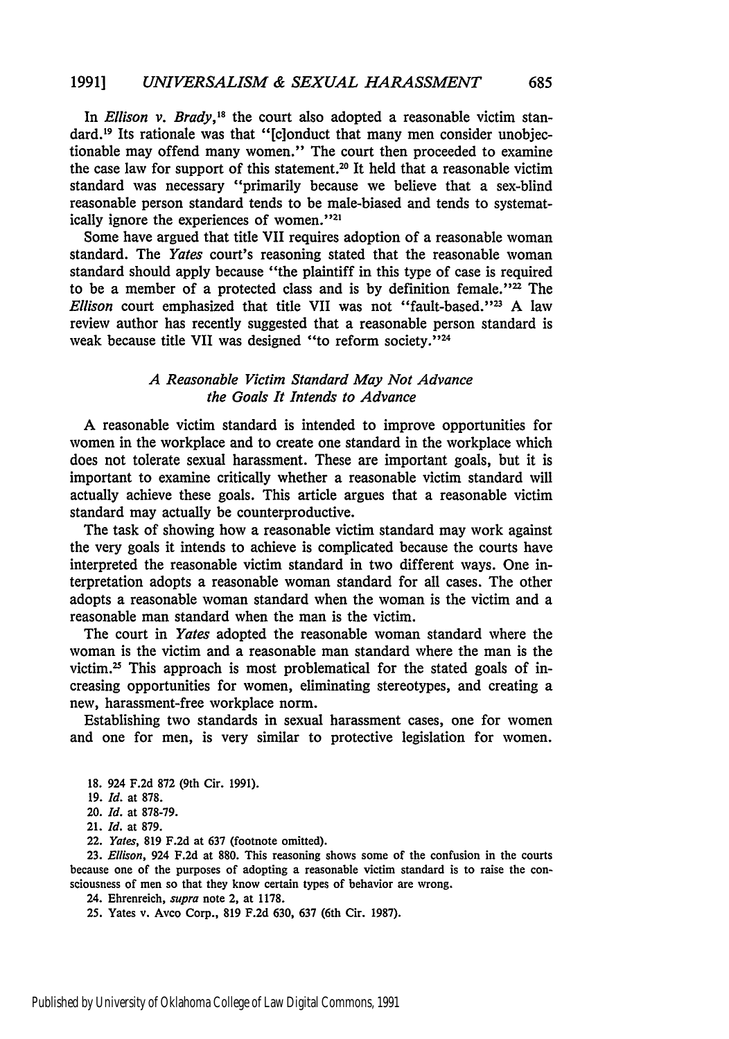In *Ellison v. Brady*,[18] the court also adopted a reasonable victim standard.[19] Its rationale was that "[c]onduct that many men consider unobjectionable may offend many women." The court then proceeded to examine the case law for support of this statement.[20] It held that a reasonable victim standard was necessary "primarily because we believe that a sex-blind reasonable person standard tends to be male-biased and tends to systematically ignore the experiences of women."[21]

Some have argued that title VII requires adoption of a reasonable woman standard. The *Yates* court's reasoning stated that the reasonable woman standard should apply because "the plaintiff in this type of case is required to be a member of a protected class and is by definition female."[22] The *Ellison* court emphasized that title VII was not "fault-based."[23] A law review author has recently suggested that a reasonable person standard is weak because title VII was designed "to reform society."[24]

### *A Reasonable Victim Standard May Not Advance the Goals It Intends to Advance*

A reasonable victim standard is intended to improve opportunities for women in the workplace and to create one standard in the workplace which does not tolerate sexual harassment. These are important goals, but it is important to examine critically whether a reasonable victim standard will actually achieve these goals. This article argues that a reasonable victim standard may actually be counterproductive.

The task of showing how a reasonable victim standard may work against the very goals it intends to achieve is complicated because the courts have interpreted the reasonable victim standard in two different ways. One interpretation adopts a reasonable woman standard for all cases. The other adopts a reasonable woman standard when the woman is the victim and a reasonable man standard when the man is the victim.

The court in *Yates* adopted the reasonable woman standard where the woman is the victim and a reasonable man standard where the man is the victim.[25] This approach is most problematical for the stated goals of increasing opportunities for women, eliminating stereotypes, and creating a new, harassment-free workplace norm.

Establishing two standards in sexual harassment cases, one for women and one for men, is very similar to protective legislation for women.

18. 924 F.2d 872 (9th Cir. 1991).

19. *Id.* at 878.

20. *Id.* at 878-79.

21. *Id.* at 879.

22. *Yates*, 819 F.2d at 637 (footnote omitted).

23. *Ellison*, 924 F.2d at 880. This reasoning shows some of the confusion in the courts because one of the purposes of adopting a reasonable victim standard is to raise the consciousness of men so that they know certain types of behavior are wrong.

24. Ehrenreich, *supra* note 2, at 1178.

25. Yates v. Avco Corp., 819 F.2d 630, 637 (6th Cir. 1987).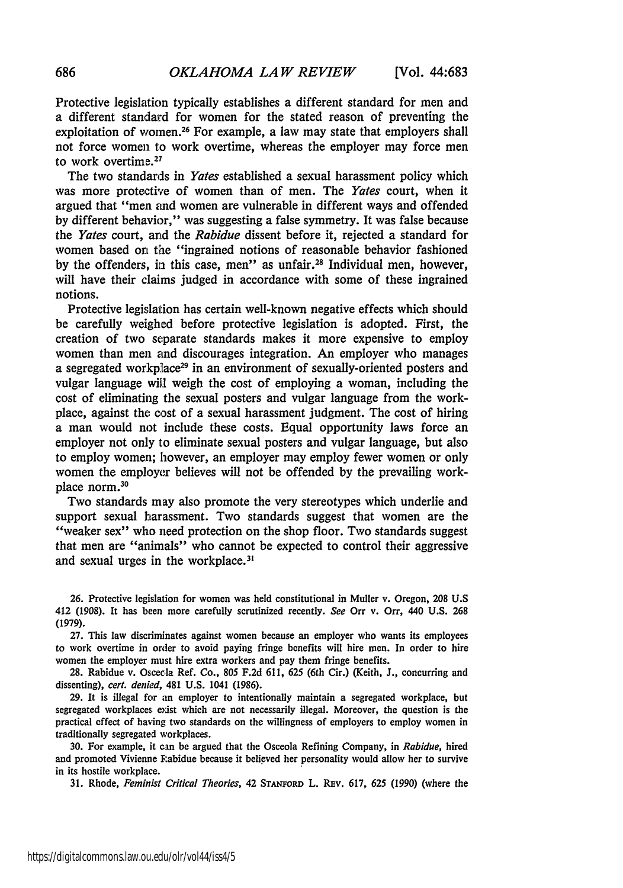Protective legislation typically establishes a different standard for men and a different standard for women for the stated reason of preventing the exploitation of women.[26] For example, a law may state that employers shall not force women to work overtime, whereas the employer may force men to work overtime.[27]

The two standards in *Yates* established a sexual harassment policy which was more protective of women than of men. The *Yates* court, when it argued that "men and women are vulnerable in different ways and offended by different behavior," was suggesting a false symmetry. It was false because the *Yates* court, and the *Rabidue* dissent before it, rejected a standard for women based on the "ingrained notions of reasonable behavior fashioned by the offenders, in this case, men" as unfair.[28] Individual men, however, will have their claims judged in accordance with some of these ingrained notions.

Protective legislation has certain well-known negative effects which should be carefully weighed before protective legislation is adopted. First, the creation of two separate standards makes it more expensive to employ women than men and discourages integration. An employer who manages a segregated workplace[29] in an environment of sexually-oriented posters and vulgar language will weigh the cost of employing a woman, including the cost of eliminating the sexual posters and vulgar language from the workplace, against the cost of a sexual harassment judgment. The cost of hiring a man would not include these costs. Equal opportunity laws force an employer not only to eliminate sexual posters and vulgar language, but also to employ women; however, an employer may employ fewer women or only women the employer believes will not be offended by the prevailing workplace norm.[30]

Two standards may also promote the very stereotypes which underlie and support sexual harassment. Two standards suggest that women are the "weaker sex" who need protection on the shop floor. Two standards suggest that men are "animals" who cannot be expected to control their aggressive and sexual urges in the workplace.[31]

26. Protective legislation for women was held constitutional in Muller v. Oregon, 208 U.S 412 (1908). It has been more carefully scrutinized recently. *See* Orr v. Orr, 440 U.S. 268 (1979).

27. This law discriminates against women because an employer who wants its employees to work overtime in order to avoid paying fringe benefits will hire men. In order to hire women the employer must hire extra workers and pay them fringe benefits.

28. Rabidue v. Osceola Ref. Co., 805 F.2d 611, 625 (6th Cir.) (Keith, J., concurring and dissenting), *cert. denied*, 481 U.S. 1041 (1986).

29. It is illegal for an employer to intentionally maintain a segregated workplace, but segregated workplaces exist which are not necessarily illegal. Moreover, the question is the practical effect of having two standards on the willingness of employers to employ women in traditionally segregated workplaces.

30. For example, it can be argued that the Osceola Refining Company, in *Rabidue*, hired and promoted Vivienne Rabidue because it believed her personality would allow her to survive in its hostile workplace.

31. Rhode, *Feminist Critical Theories*, 42 STANFORD L. REV. 617, 625 (1990) (where the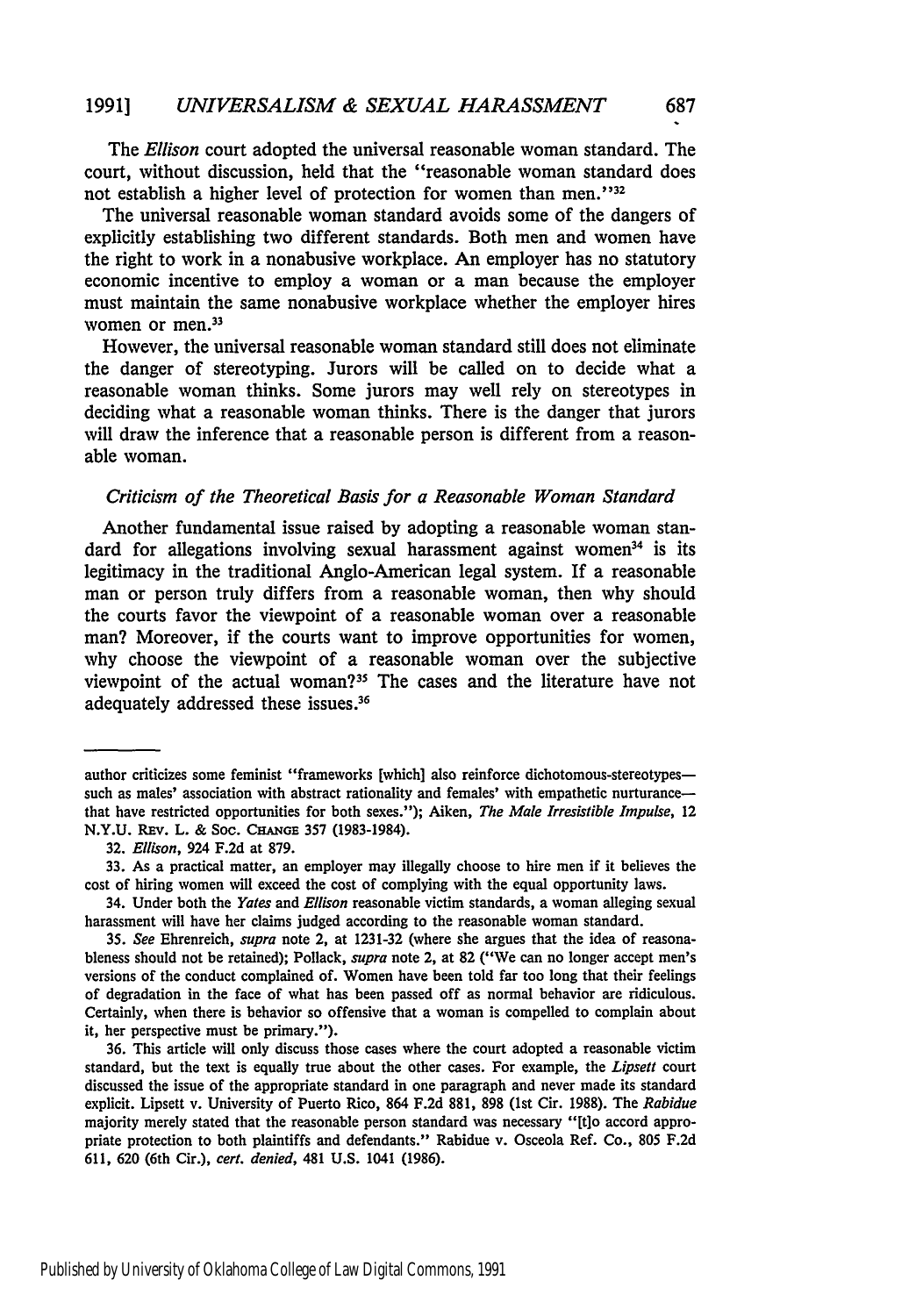The *Ellison* court adopted the universal reasonable woman standard. The court, without discussion, held that the "reasonable woman standard does not establish a higher level of protection for women than men."[32]

The universal reasonable woman standard avoids some of the dangers of explicitly establishing two different standards. Both men and women have the right to work in a nonabusive workplace. An employer has no statutory economic incentive to employ a woman or a man because the employer must maintain the same nonabusive workplace whether the employer hires women or men.[33]

However, the universal reasonable woman standard still does not eliminate the danger of stereotyping. Jurors will be called on to decide what a reasonable woman thinks. Some jurors may well rely on stereotypes in deciding what a reasonable woman thinks. There is the danger that jurors will draw the inference that a reasonable person is different from a reasonable woman.

### *Criticism of the Theoretical Basis for a Reasonable Woman Standard*

Another fundamental issue raised by adopting a reasonable woman standard for allegations involving sexual harassment against women[34] is its legitimacy in the traditional Anglo-American legal system. If a reasonable man or person truly differs from a reasonable woman, then why should the courts favor the viewpoint of a reasonable woman over a reasonable man? Moreover, if the courts want to improve opportunities for women, why choose the viewpoint of a reasonable woman over the subjective viewpoint of the actual woman?[35] The cases and the literature have not adequately addressed these issues.[36]

---

author criticizes some feminist "frameworks [which] also reinforce dichotomous-stereotypes—such as males' association with abstract rationality and females' with empathetic nurturance—that have restricted opportunities for both sexes."); Aiken, *The Male Irresistible Impulse*, 12 N.Y.U. Rev. L. & Soc. Change 357 (1983-1984).

32. *Ellison*, 924 F.2d at 879.

33. As a practical matter, an employer may illegally choose to hire men if it believes the cost of hiring women will exceed the cost of complying with the equal opportunity laws.

34. Under both the *Yates* and *Ellison* reasonable victim standards, a woman alleging sexual harassment will have her claims judged according to the reasonable woman standard.

35. *See* Ehrenreich, *supra* note 2, at 1231-32 (where she argues that the idea of reasonableness should not be retained); Pollack, *supra* note 2, at 82 ("We can no longer accept men's versions of the conduct complained of. Women have been told far too long that their feelings of degradation in the face of what has been passed off as normal behavior are ridiculous. Certainly, when there is behavior so offensive that a woman is compelled to complain about it, her perspective must be primary.").

36. This article will only discuss those cases where the court adopted a reasonable victim standard, but the text is equally true about the other cases. For example, the *Lipsett* court discussed the issue of the appropriate standard in one paragraph and never made its standard explicit. Lipsett v. University of Puerto Rico, 864 F.2d 881, 898 (1st Cir. 1988). The *Rabidue* majority merely stated that the reasonable person standard was necessary "[t]o accord appropriate protection to both plaintiffs and defendants." Rabidue v. Osceola Ref. Co., 805 F.2d 611, 620 (6th Cir.), *cert. denied*, 481 U.S. 1041 (1986).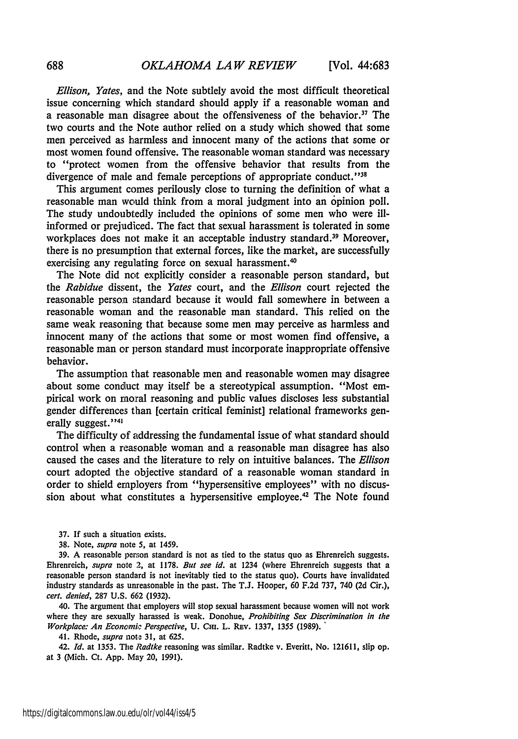*Ellison, Yates*, and the Note subtlely avoid the most difficult theoretical issue concerning which standard should apply if a reasonable woman and a reasonable man disagree about the offensiveness of the behavior.[37] The two courts and the Note author relied on a study which showed that some men perceived as harmless and innocent many of the actions that some or most women found offensive. The reasonable woman standard was necessary to "protect women from the offensive behavior that results from the divergence of male and female perceptions of appropriate conduct."[38]

This argument comes perilously close to turning the definition of what a reasonable man would think from a moral judgment into an opinion poll. The study undoubtedly included the opinions of some men who were ill-informed or prejudiced. The fact that sexual harassment is tolerated in some workplaces does not make it an acceptable industry standard.[39] Moreover, there is no presumption that external forces, like the market, are successfully exercising any regulating force on sexual harassment.[40]

The Note did not explicitly consider a reasonable person standard, but the *Rabidue* dissent, the *Yates* court, and the *Ellison* court rejected the reasonable person standard because it would fall somewhere in between a reasonable woman and the reasonable man standard. This relied on the same weak reasoning that because some men may perceive as harmless and innocent many of the actions that some or most women find offensive, a reasonable man or person standard must incorporate inappropriate offensive behavior.

The assumption that reasonable men and reasonable women may disagree about some conduct may itself be a stereotypical assumption. "Most empirical work on moral reasoning and public values discloses less substantial gender differences than [certain critical feminist] relational frameworks generally suggest."[41]

The difficulty of addressing the fundamental issue of what standard should control when a reasonable woman and a reasonable man disagree has also caused the cases and the literature to rely on intuitive balances. The *Ellison* court adopted the objective standard of a reasonable woman standard in order to shield employers from "hypersensitive employees" with no discussion about what constitutes a hypersensitive employee.[42] The Note found

37. If such a situation exists.

38. Note, *supra* note 5, at 1459.

39. A reasonable person standard is not as tied to the status quo as Ehrenreich suggests. Ehrenreich, *supra* note 2, at 1178. *But see id.* at 1234 (where Ehrenreich suggests that a reasonable person standard is not inevitably tied to the status quo). Courts have invalidated industry standards as unreasonable in the past. The T.J. Hooper, 60 F.2d 737, 740 (2d Cir.), *cert. denied*, 287 U.S. 662 (1932).

40. The argument that employers will stop sexual harassment because women will not work where they are sexually harassed is weak. Donohue, *Prohibiting Sex Discrimination in the Workplace: An Economic Perspective*, U. CHI. L. REV. 1337, 1355 (1989).

41. Rhode, *supra* note 31, at 625.

42. *Id.* at 1353. The *Radtke* reasoning was similar. Radtke v. Everitt, No. 121611, slip op. at 3 (Mich. Ct. App. May 20, 1991).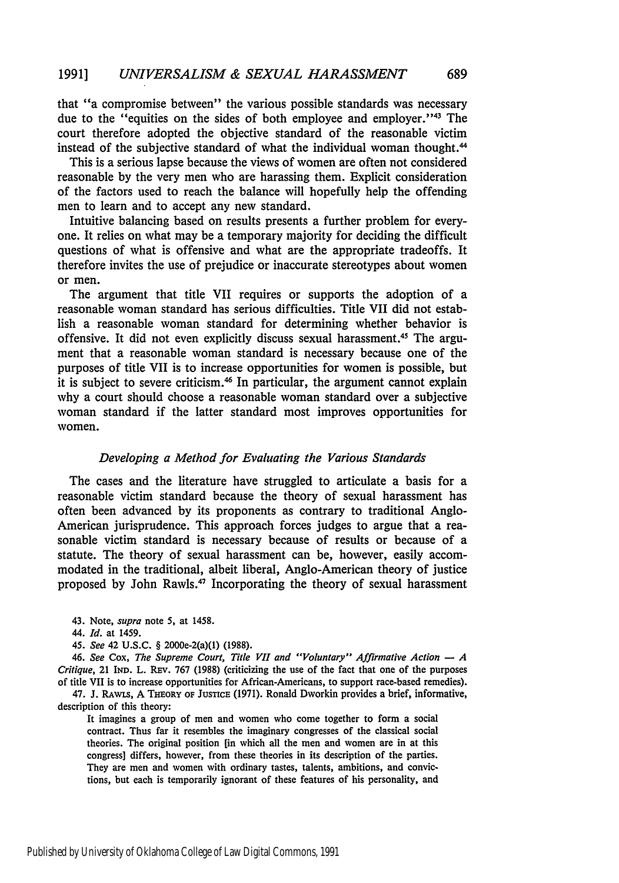that "a compromise between" the various possible standards was necessary due to the "equities on the sides of both employee and employer."[43] The court therefore adopted the objective standard of the reasonable victim instead of the subjective standard of what the individual woman thought.[44]

This is a serious lapse because the views of women are often not considered reasonable by the very men who are harassing them. Explicit consideration of the factors used to reach the balance will hopefully help the offending men to learn and to accept any new standard.

Intuitive balancing based on results presents a further problem for everyone. It relies on what may be a temporary majority for deciding the difficult questions of what is offensive and what are the appropriate tradeoffs. It therefore invites the use of prejudice or inaccurate stereotypes about women or men.

The argument that title VII requires or supports the adoption of a reasonable woman standard has serious difficulties. Title VII did not establish a reasonable woman standard for determining whether behavior is offensive. It did not even explicitly discuss sexual harassment.[45] The argument that a reasonable woman standard is necessary because one of the purposes of title VII is to increase opportunities for women is possible, but it is subject to severe criticism.[46] In particular, the argument cannot explain why a court should choose a reasonable woman standard over a subjective woman standard if the latter standard most improves opportunities for women.

### *Developing a Method for Evaluating the Various Standards*

The cases and the literature have struggled to articulate a basis for a reasonable victim standard because the theory of sexual harassment has often been advanced by its proponents as contrary to traditional Anglo-American jurisprudence. This approach forces judges to argue that a reasonable victim standard is necessary because of results or because of a statute. The theory of sexual harassment can be, however, easily accommodated in the traditional, albeit liberal, Anglo-American theory of justice proposed by John Rawls.[47] Incorporating the theory of sexual harassment

---

43. Note, *supra* note 5, at 1458.

44. *Id.* at 1459.

45. *See* 42 U.S.C. § 2000e-2(a)(1) (1988).

46. *See* Cox, *The Supreme Court, Title VII and "Voluntary" Affirmative Action — A Critique*, 21 IND. L. REV. 767 (1988) (criticizing the use of the fact that one of the purposes of title VII is to increase opportunities for African-Americans, to support race-based remedies).

47. J. RAWLS, A THEORY OF JUSTICE (1971). Ronald Dworkin provides a brief, informative, description of this theory:

> It imagines a group of men and women who come together to form a social contract. Thus far it resembles the imaginary congresses of the classical social theories. The original position [in which all the men and women are in at this congress] differs, however, from these theories in its description of the parties. They are men and women with ordinary tastes, talents, ambitions, and convictions, but each is temporarily ignorant of these features of his personality, and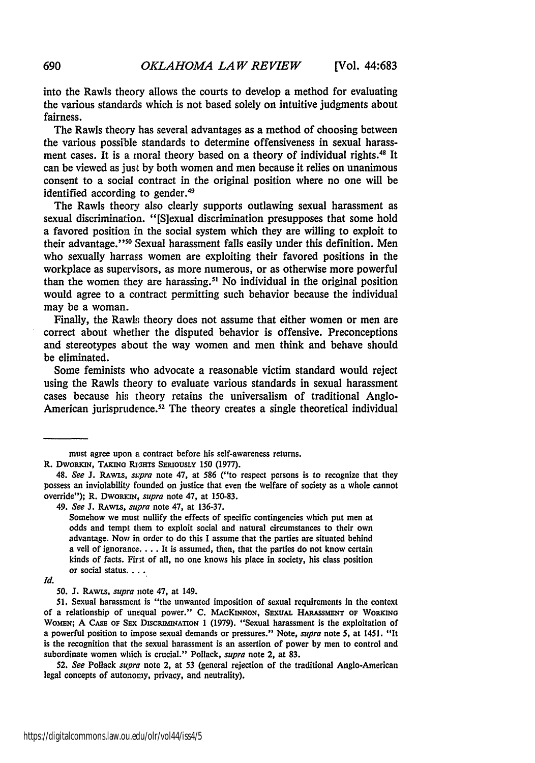into the Rawls theory allows the courts to develop a method for evaluating the various standards which is not based solely on intuitive judgments about fairness.

The Rawls theory has several advantages as a method of choosing between the various possible standards to determine offensiveness in sexual harassment cases. It is a moral theory based on a theory of individual rights.[48] It can be viewed as just by both women and men because it relies on unanimous consent to a social contract in the original position where no one will be identified according to gender.[49]

The Rawls theory also clearly supports outlawing sexual harassment as sexual discrimination. "[S]exual discrimination presupposes that some hold a favored position in the social system which they are willing to exploit to their advantage."[50] Sexual harassment falls easily under this definition. Men who sexually harrass women are exploiting their favored positions in the workplace as supervisors, as more numerous, or as otherwise more powerful than the women they are harassing.[51] No individual in the original position would agree to a contract permitting such behavior because the individual may be a woman.

Finally, the Rawls theory does not assume that either women or men are correct about whether the disputed behavior is offensive. Preconceptions and stereotypes about the way women and men think and behave should be eliminated.

Some feminists who advocate a reasonable victim standard would reject using the Rawls theory to evaluate various standards in sexual harassment cases because his theory retains the universalism of traditional Anglo-American jurisprudence.[52] The theory creates a single theoretical individual

---

must agree upon a contract before his self-awareness returns.

R. DWORKIN, TAKING RIGHTS SERIOUSLY 150 (1977).

48. *See* J. RAWLS, *supra* note 47, at 586 ("to respect persons is to recognize that they possess an inviolability founded on justice that even the welfare of society as a whole cannot override"); R. DWORKIN, *supra* note 47, at 150-83.

49. *See* J. RAWLS, *supra* note 47, at 136-37.

> Somehow we must nullify the effects of specific contingencies which put men at odds and tempt them to exploit social and natural circumstances to their own advantage. Now in order to do this I assume that the parties are situated behind a veil of ignorance. . . . It is assumed, then, that the parties do not know certain kinds of facts. First of all, no one knows his place in society, his class position or social status. . . .

*Id.*

50. J. RAWLS, *supra* note 47, at 149.

51. Sexual harassment is "the unwanted imposition of sexual requirements in the context of a relationship of unequal power." C. MACKINNON, SEXUAL HARASSMENT OF WORKING WOMEN; A CASE OF SEX DISCRIMINATION 1 (1979). "Sexual harassment is the exploitation of a powerful position to impose sexual demands or pressures." Note, *supra* note 5, at 1451. "It is the recognition that the sexual harassment is an assertion of power by men to control and subordinate women which is crucial." Pollack, *supra* note 2, at 83.

52. *See* Pollack *supra* note 2, at 53 (general rejection of the traditional Anglo-American legal concepts of autonomy, privacy, and neutrality).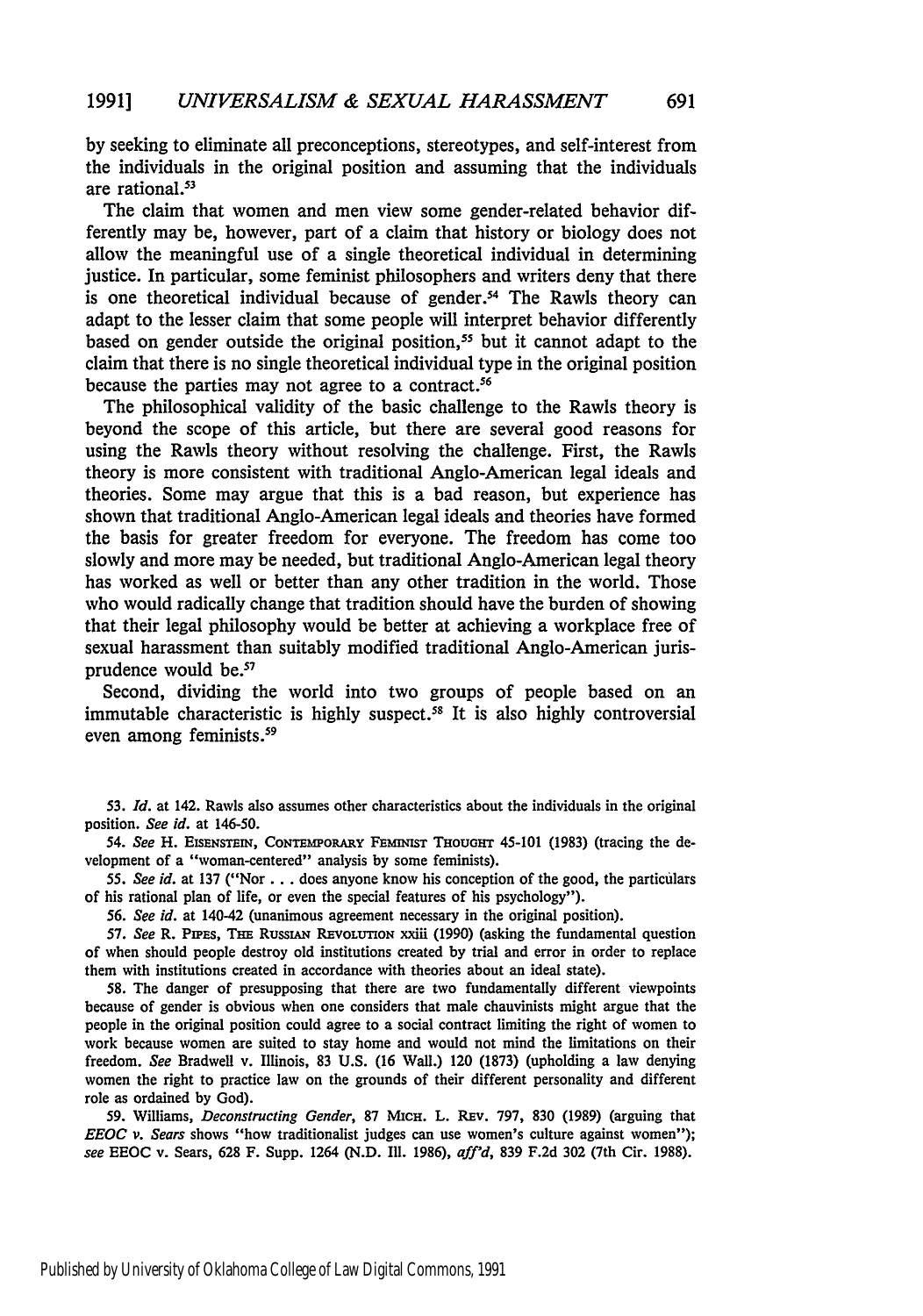by seeking to eliminate all preconceptions, stereotypes, and self-interest from the individuals in the original position and assuming that the individuals are rational.[53]

The claim that women and men view some gender-related behavior differently may be, however, part of a claim that history or biology does not allow the meaningful use of a single theoretical individual in determining justice. In particular, some feminist philosophers and writers deny that there is one theoretical individual because of gender.[54] The Rawls theory can adapt to the lesser claim that some people will interpret behavior differently based on gender outside the original position,[55] but it cannot adapt to the claim that there is no single theoretical individual type in the original position because the parties may not agree to a contract.[56]

The philosophical validity of the basic challenge to the Rawls theory is beyond the scope of this article, but there are several good reasons for using the Rawls theory without resolving the challenge. First, the Rawls theory is more consistent with traditional Anglo-American legal ideals and theories. Some may argue that this is a bad reason, but experience has shown that traditional Anglo-American legal ideals and theories have formed the basis for greater freedom for everyone. The freedom has come too slowly and more may be needed, but traditional Anglo-American legal theory has worked as well or better than any other tradition in the world. Those who would radically change that tradition should have the burden of showing that their legal philosophy would be better at achieving a workplace free of sexual harassment than suitably modified traditional Anglo-American jurisprudence would be.[57]

Second, dividing the world into two groups of people based on an immutable characteristic is highly suspect.[58] It is also highly controversial even among feminists.[59]

---

53. *Id.* at 142. Rawls also assumes other characteristics about the individuals in the original position. *See id.* at 146-50.

54. *See* H. EISENSTEIN, CONTEMPORARY FEMINIST THOUGHT 45-101 (1983) (tracing the development of a "woman-centered" analysis by some feminists).

55. *See id.* at 137 ("Nor . . . does anyone know his conception of the good, the particulars of his rational plan of life, or even the special features of his psychology").

56. *See id.* at 140-42 (unanimous agreement necessary in the original position).

57. *See* R. PIPES, THE RUSSIAN REVOLUTION xxiii (1990) (asking the fundamental question of when should people destroy old institutions created by trial and error in order to replace them with institutions created in accordance with theories about an ideal state).

58. The danger of presupposing that there are two fundamentally different viewpoints because of gender is obvious when one considers that male chauvinists might argue that the people in the original position could agree to a social contract limiting the right of women to work because women are suited to stay home and would not mind the limitations on their freedom. *See* Bradwell v. Illinois, 83 U.S. (16 Wall.) 120 (1873) (upholding a law denying women the right to practice law on the grounds of their different personality and different role as ordained by God).

59. Williams, *Deconstructing Gender*, 87 MICH. L. REV. 797, 830 (1989) (arguing that *EEOC v. Sears* shows "how traditionalist judges can use women's culture against women"); *see* EEOC v. Sears, 628 F. Supp. 1264 (N.D. Ill. 1986), *aff'd*, 839 F.2d 302 (7th Cir. 1988).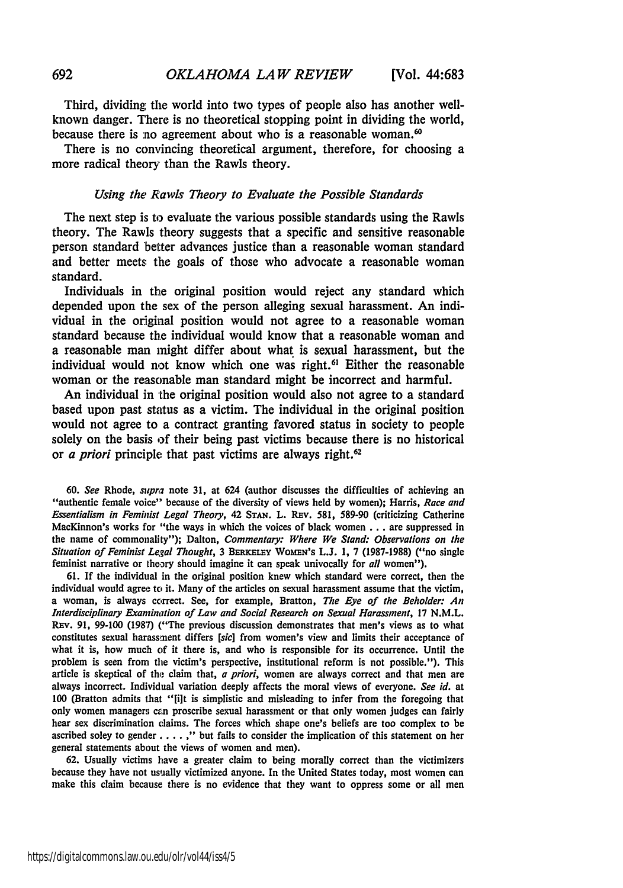Third, dividing the world into two types of people also has another well-known danger. There is no theoretical stopping point in dividing the world, because there is no agreement about who is a reasonable woman.[60]

There is no convincing theoretical argument, therefore, for choosing a more radical theory than the Rawls theory.

### *Using the Rawls Theory to Evaluate the Possible Standards*

The next step is to evaluate the various possible standards using the Rawls theory. The Rawls theory suggests that a specific and sensitive reasonable person standard better advances justice than a reasonable woman standard and better meets the goals of those who advocate a reasonable woman standard.

Individuals in the original position would reject any standard which depended upon the sex of the person alleging sexual harassment. An individual in the original position would not agree to a reasonable woman standard because the individual would know that a reasonable woman and a reasonable man might differ about what is sexual harassment, but the individual would not know which one was right.[61] Either the reasonable woman or the reasonable man standard might be incorrect and harmful.

An individual in the original position would also not agree to a standard based upon past status as a victim. The individual in the original position would not agree to a contract granting favored status in society to people solely on the basis of their being past victims because there is no historical or *a priori* principle that past victims are always right.[62]

---

60. *See* Rhode, *supra* note 31, at 624 (author discusses the difficulties of achieving an "authentic female voice" because of the diversity of views held by women); Harris, *Race and Essentialism in Feminist Legal Theory*, 42 STAN. L. REV. 581, 589-90 (criticizing Catherine MacKinnon's works for "the ways in which the voices of black women . . . are suppressed in the name of commonality"); Dalton, *Commentary: Where We Stand: Observations on the Situation of Feminist Legal Thought*, 3 BERKELEY WOMEN'S L.J. 1, 7 (1987-1988) ("no single feminist narrative or theory should imagine it can speak univocally for *all* women").

61. If the individual in the original position knew which standard were correct, then the individual would agree to it. Many of the articles on sexual harassment assume that the victim, a woman, is always correct. See, for example, Bratton, *The Eye of the Beholder: An Interdisciplinary Examination of Law and Social Research on Sexual Harassment*, 17 N.M.L. REV. 91, 99-100 (1987) ("The previous discussion demonstrates that men's views as to what constitutes sexual harassment differs [*sic*] from women's view and limits their acceptance of what it is, how much of it there is, and who is responsible for its occurrence. Until the problem is seen from the victim's perspective, institutional reform is not possible."). This article is skeptical of the claim that, *a priori*, women are always correct and that men are always incorrect. Individual variation deeply affects the moral views of everyone. *See id.* at 100 (Bratton admits that "[i]t is simplistic and misleading to infer from the foregoing that only women managers can proscribe sexual harassment or that only women judges can fairly hear sex discrimination claims. The forces which shape one's beliefs are too complex to be ascribed soley to gender . . . . ," but fails to consider the implication of this statement on her general statements about the views of women and men).

62. Usually victims have a greater claim to being morally correct than the victimizers because they have not usually victimized anyone. In the United States today, most women can make this claim because there is no evidence that they want to oppress some or all men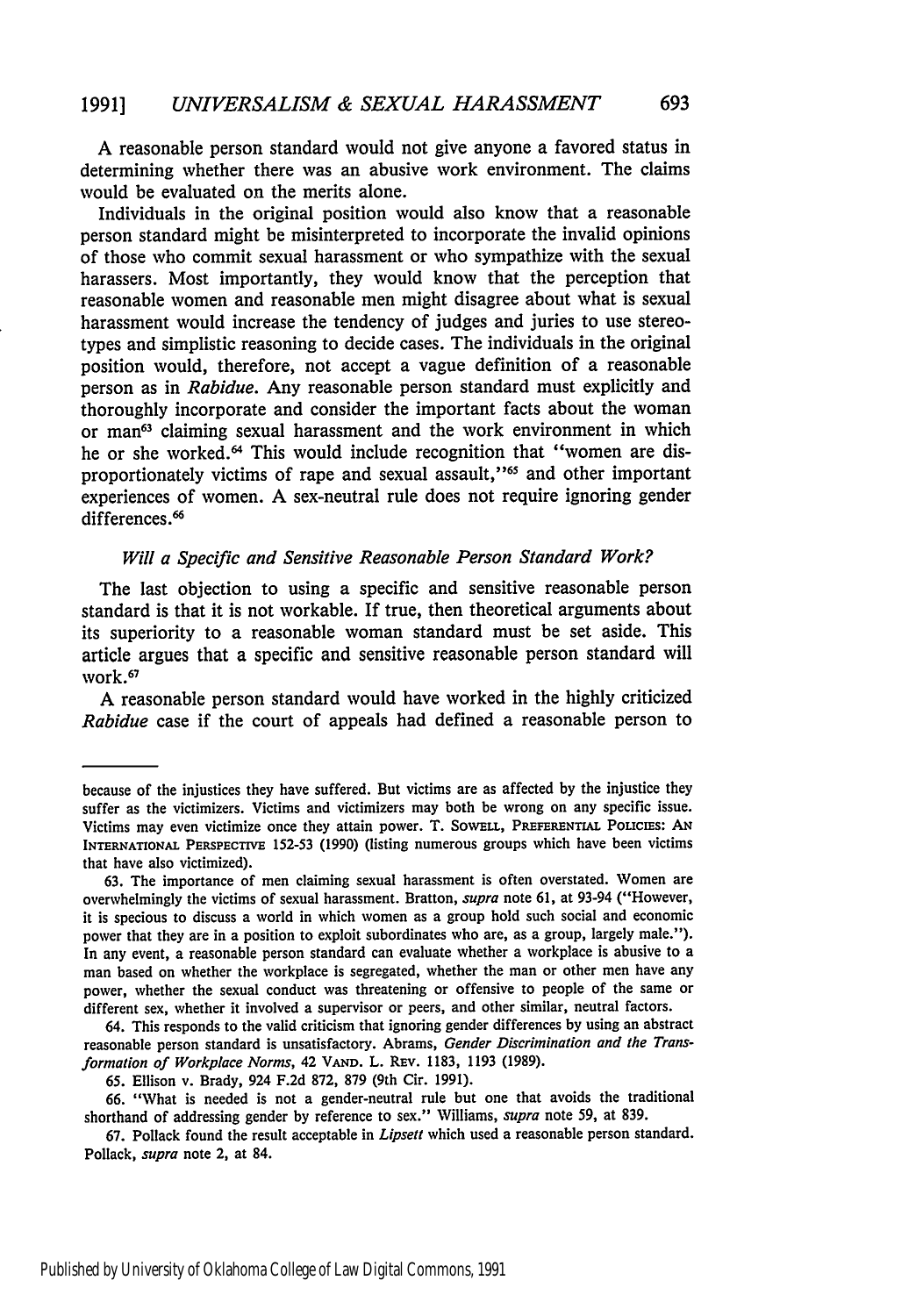A reasonable person standard would not give anyone a favored status in determining whether there was an abusive work environment. The claims would be evaluated on the merits alone.

Individuals in the original position would also know that a reasonable person standard might be misinterpreted to incorporate the invalid opinions of those who commit sexual harassment or who sympathize with the sexual harassers. Most importantly, they would know that the perception that reasonable women and reasonable men might disagree about what is sexual harassment would increase the tendency of judges and juries to use stereotypes and simplistic reasoning to decide cases. The individuals in the original position would, therefore, not accept a vague definition of a reasonable person as in *Rabidue*. Any reasonable person standard must explicitly and thoroughly incorporate and consider the important facts about the woman or man[63] claiming sexual harassment and the work environment in which he or she worked.[64] This would include recognition that "women are disproportionately victims of rape and sexual assault,"[65] and other important experiences of women. A sex-neutral rule does not require ignoring gender differences.[66]

### *Will a Specific and Sensitive Reasonable Person Standard Work?*

The last objection to using a specific and sensitive reasonable person standard is that it is not workable. If true, then theoretical arguments about its superiority to a reasonable woman standard must be set aside. This article argues that a specific and sensitive reasonable person standard will work.[67]

A reasonable person standard would have worked in the highly criticized *Rabidue* case if the court of appeals had defined a reasonable person to

---

because of the injustices they have suffered. But victims are as affected by the injustice they suffer as the victimizers. Victims and victimizers may both be wrong on any specific issue. Victims may even victimize once they attain power. T. SOWELL, PREFERENTIAL POLICIES: AN INTERNATIONAL PERSPECTIVE 152-53 (1990) (listing numerous groups which have been victims that have also victimized).

63. The importance of men claiming sexual harassment is often overstated. Women are overwhelmingly the victims of sexual harassment. Bratton, *supra* note 61, at 93-94 ("However, it is specious to discuss a world in which women as a group hold such social and economic power that they are in a position to exploit subordinates who are, as a group, largely male."). In any event, a reasonable person standard can evaluate whether a workplace is abusive to a man based on whether the workplace is segregated, whether the man or other men have any power, whether the sexual conduct was threatening or offensive to people of the same or different sex, whether it involved a supervisor or peers, and other similar, neutral factors.

64. This responds to the valid criticism that ignoring gender differences by using an abstract reasonable person standard is unsatisfactory. Abrams, *Gender Discrimination and the Transformation of Workplace Norms*, 42 VAND. L. REV. 1183, 1193 (1989).

65. Ellison v. Brady, 924 F.2d 872, 879 (9th Cir. 1991).

66. "What is needed is not a gender-neutral rule but one that avoids the traditional shorthand of addressing gender by reference to sex." Williams, *supra* note 59, at 839.

67. Pollack found the result acceptable in *Lipsett* which used a reasonable person standard. Pollack, *supra* note 2, at 84.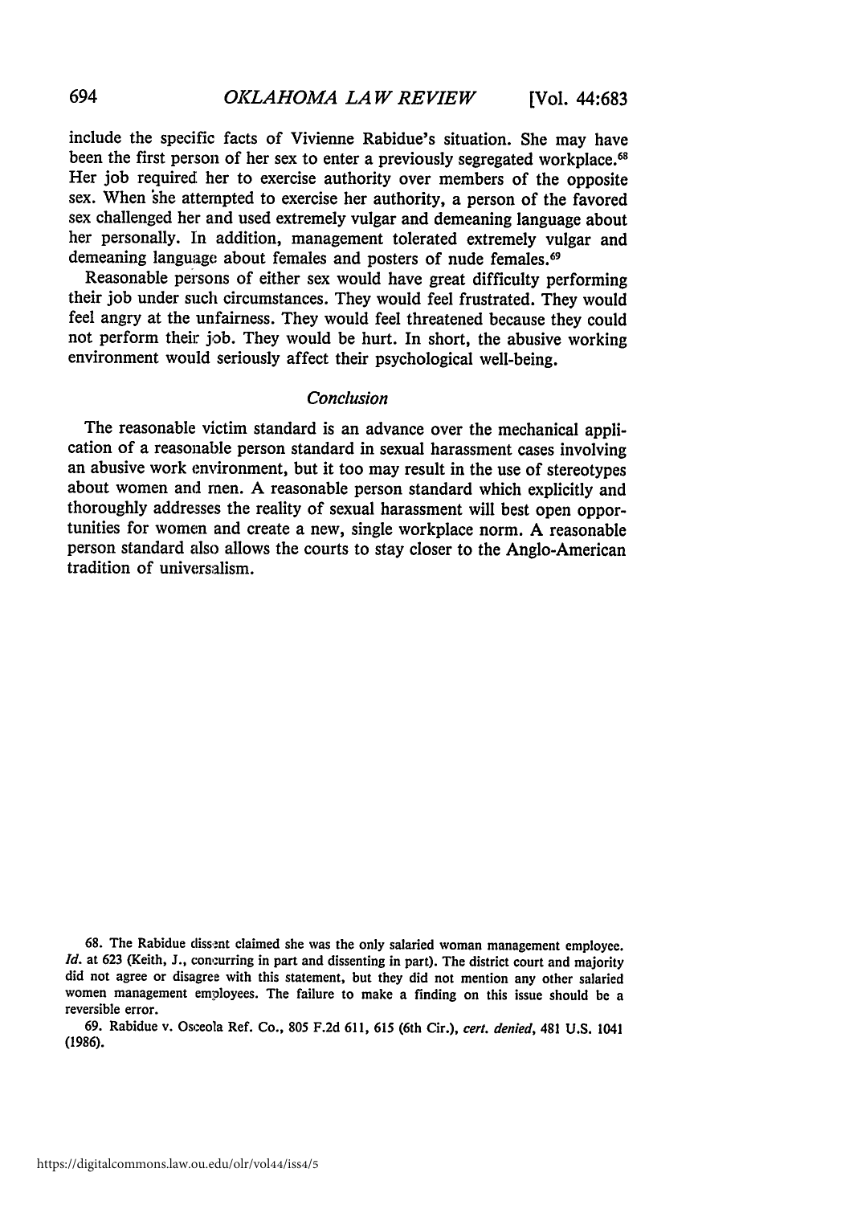include the specific facts of Vivienne Rabidue's situation. She may have been the first person of her sex to enter a previously segregated workplace.[68] Her job required her to exercise authority over members of the opposite sex. When she attempted to exercise her authority, a person of the favored sex challenged her and used extremely vulgar and demeaning language about her personally. In addition, management tolerated extremely vulgar and demeaning language about females and posters of nude females.[69]

Reasonable persons of either sex would have great difficulty performing their job under such circumstances. They would feel frustrated. They would feel angry at the unfairness. They would feel threatened because they could not perform their job. They would be hurt. In short, the abusive working environment would seriously affect their psychological well-being.

## *Conclusion*

The reasonable victim standard is an advance over the mechanical application of a reasonable person standard in sexual harassment cases involving an abusive work environment, but it too may result in the use of stereotypes about women and men. A reasonable person standard which explicitly and thoroughly addresses the reality of sexual harassment will best open opportunities for women and create a new, single workplace norm. A reasonable person standard also allows the courts to stay closer to the Anglo-American tradition of universalism.

68. The Rabidue dissent claimed she was the only salaried woman management employee. *Id.* at 623 (Keith, J., concurring in part and dissenting in part). The district court and majority did not agree or disagree with this statement, but they did not mention any other salaried women management employees. The failure to make a finding on this issue should be a reversible error.

69. Rabidue v. Osceola Ref. Co., 805 F.2d 611, 615 (6th Cir.), *cert. denied*, 481 U.S. 1041 (1986).